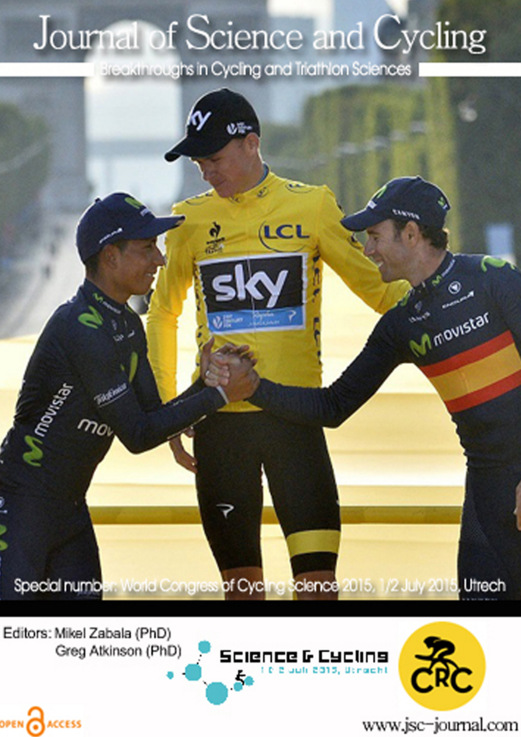# Journal of Science and Cycling

Breakthroughs in Cycling and Triathlon Sciences

Special number: World Congress of Cycling Science 2015, 1/2 July 2015, Utrech

Editors: Mikel Zabala (PhD)
Greg Atkinson (PhD)

Science & Cycling
1 & 2 juli 2015, Utrecht

CRC

OPEN ACCESS

www.jsc-journal.com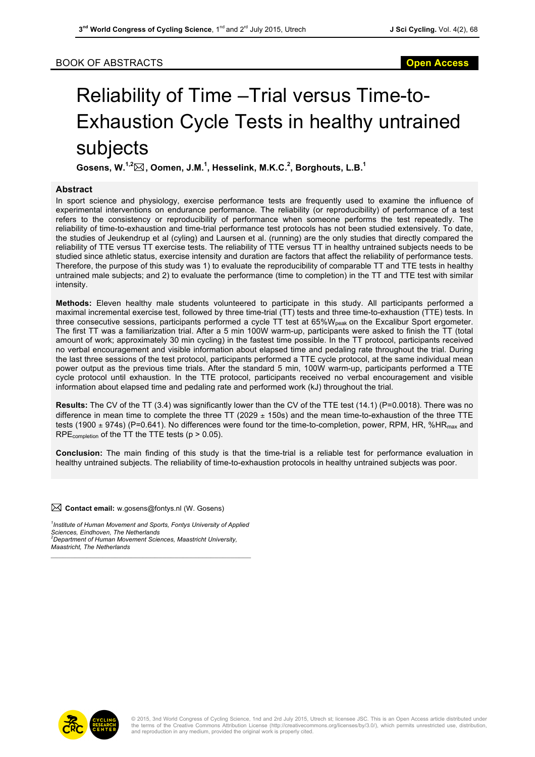BOOK OF ABSTRACTS

Open Access

# Reliability of Time –Trial versus Time-to-Exhaustion Cycle Tests in healthy untrained subjects

**Gosens, W.[1,2]✉, Oomen, J.M.[1], Hesselink, M.K.C.[2], Borghouts, L.B.[1]**

## Abstract

In sport science and physiology, exercise performance tests are frequently used to examine the influence of experimental interventions on endurance performance. The reliability (or reproducibility) of performance of a test refers to the consistency or reproducibility of performance when someone performs the test repeatedly. The reliability of time-to-exhaustion and time-trial performance test protocols has not been studied extensively. To date, the studies of Jeukendrup et al (cyling) and Laursen et al. (running) are the only studies that directly compared the reliability of TTE versus TT exercise tests. The reliability of TTE versus TT in healthy untrained subjects needs to be studied since athletic status, exercise intensity and duration are factors that affect the reliability of performance tests. Therefore, the purpose of this study was 1) to evaluate the reproducibility of comparable TT and TTE tests in healthy untrained male subjects; and 2) to evaluate the performance (time to completion) in the TT and TTE test with similar intensity.

**Methods:** Eleven healthy male students volunteered to participate in this study. All participants performed a maximal incremental exercise test, followed by three time-trial (TT) tests and three time-to-exhaustion (TTE) tests. In three consecutive sessions, participants performed a cycle TT test at 65%$W_{peak}$ on the Excalibur Sport ergometer. The first TT was a familiarization trial. After a 5 min 100W warm-up, participants were asked to finish the TT (total amount of work; approximately 30 min cycling) in the fastest time possible. In the TT protocol, participants received no verbal encouragement and visible information about elapsed time and pedaling rate throughout the trial. During the last three sessions of the test protocol, participants performed a TTE cycle protocol, at the same individual mean power output as the previous time trials. After the standard 5 min, 100W warm-up, participants performed a TTE cycle protocol until exhaustion. In the TTE protocol, participants received no verbal encouragement and visible information about elapsed time and pedaling rate and performed work (kJ) throughout the trial.

**Results:** The CV of the TT (3.4) was significantly lower than the CV of the TTE test (14.1) (P=0.0018). There was no difference in mean time to complete the three TT (2029 ± 150s) and the mean time-to-exhaustion of the three TTE tests (1900 ± 974s) (P=0.641). No differences were found tor the time-to-completion, power, RPM, HR, %$HR_{max}$ and $RPE_{completion}$ of the TT the TTE tests ($p > 0.05$).

**Conclusion:** The main finding of this study is that the time-trial is a reliable test for performance evaluation in healthy untrained subjects. The reliability of time-to-exhaustion protocols in healthy untrained subjects was poor.

✉ **Contact email:** w.gosens@fontys.nl (W. Gosens)

[1] *Institute of Human Movement and Sports, Fontys University of Applied Sciences, Eindhoven, The Netherlands*
[2] *Department of Human Movement Sciences, Maastricht University, Maastricht, The Netherlands*

© 2015, 3nd World Congress of Cycling Science, 1nd and 2rd July 2015, Utrech st; licensee JSC. This is an Open Access article distributed under the terms of the Creative Commons Attribution License (http://creativecommons.org/licenses/by/3.0/), which permits unrestricted use, distribution, and reproduction in any medium, provided the original work is properly cited.